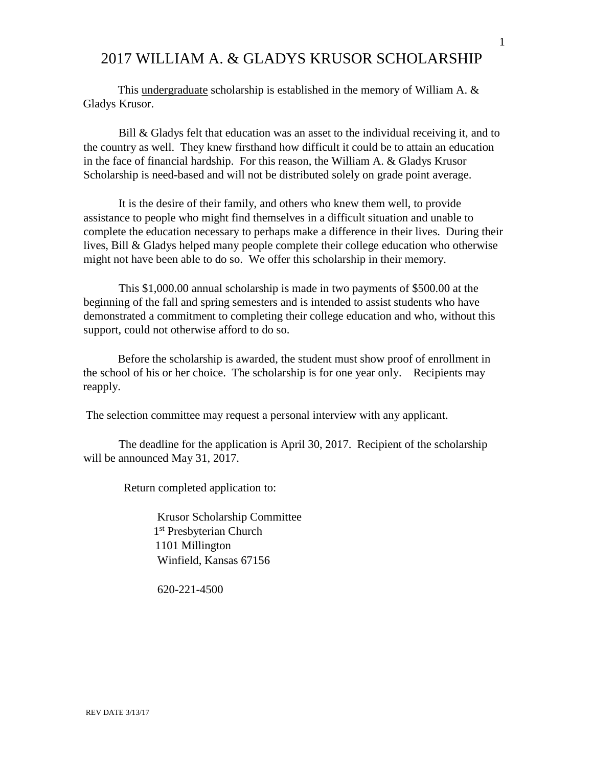# 2017 WILLIAM A. & GLADYS KRUSOR SCHOLARSHIP

This undergraduate scholarship is established in the memory of William A. & Gladys Krusor.

Bill & Gladys felt that education was an asset to the individual receiving it, and to the country as well. They knew firsthand how difficult it could be to attain an education in the face of financial hardship. For this reason, the William A. & Gladys Krusor Scholarship is need-based and will not be distributed solely on grade point average.

It is the desire of their family, and others who knew them well, to provide assistance to people who might find themselves in a difficult situation and unable to complete the education necessary to perhaps make a difference in their lives. During their lives, Bill & Gladys helped many people complete their college education who otherwise might not have been able to do so. We offer this scholarship in their memory.

This $1,000.00 annual scholarship is made in two payments of $500.00 at the beginning of the fall and spring semesters and is intended to assist students who have demonstrated a commitment to completing their college education and who, without this support, could not otherwise afford to do so.

Before the scholarship is awarded, the student must show proof of enrollment in the school of his or her choice. The scholarship is for one year only. Recipients may reapply.

The selection committee may request a personal interview with any applicant.

The deadline for the application is April 30, 2017. Recipient of the scholarship will be announced May 31, 2017.

Return completed application to:

Krusor Scholarship Committee
1st Presbyterian Church
1101 Millington
Winfield, Kansas 67156

620-221-4500

REV DATE 3/13/17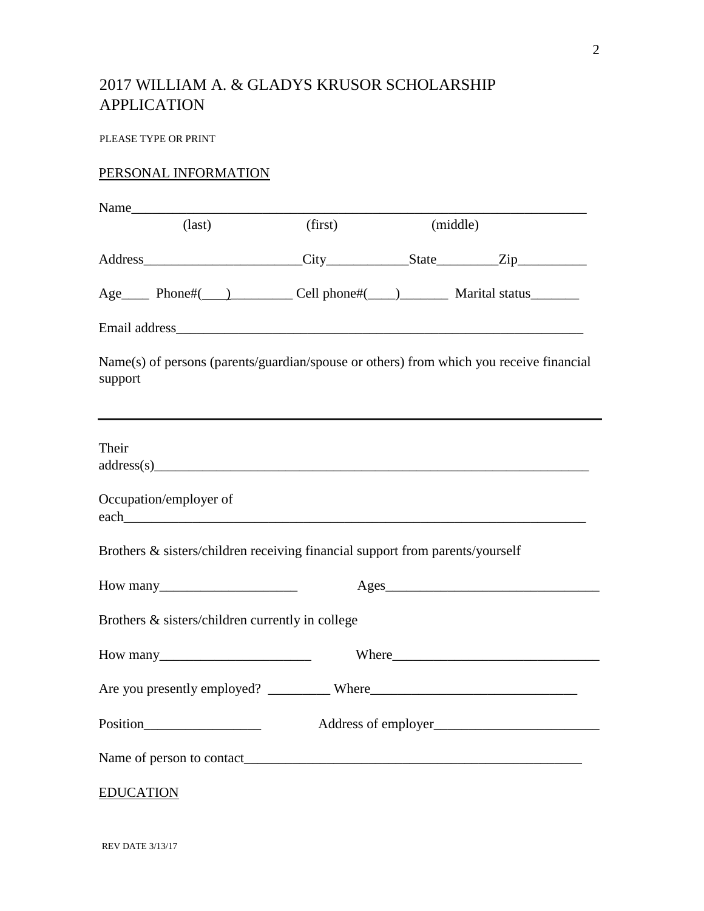# 2017 WILLIAM A. & GLADYS KRUSOR SCHOLARSHIP APPLICATION

PLEASE TYPE OR PRINT

PERSONAL INFORMATION

Name_________________________________________________________________
(last) (first) (middle)

Address______________________City___________State_________Zip__________

Age____ Phone#(___)_________ Cell phone#(____)_______ Marital status_______

Email address_____________________________________________________________

Name(s) of persons (parents/guardian/spouse or others) from which you receive financial support

_________________________________________________________________________

Their address(s)____________________________________________________________

Occupation/employer of each__________________________________________________

Brothers & sisters/children receiving financial support from parents/yourself

How many___________________ Ages______________________________

Brothers & sisters/children currently in college

How many______________________ Where______________________________

Are you presently employed? _________ Where_____________________________

Position_________________ Address of employer________________________

Name of person to contact___________________________________________________

EDUCATION

REV DATE 3/13/17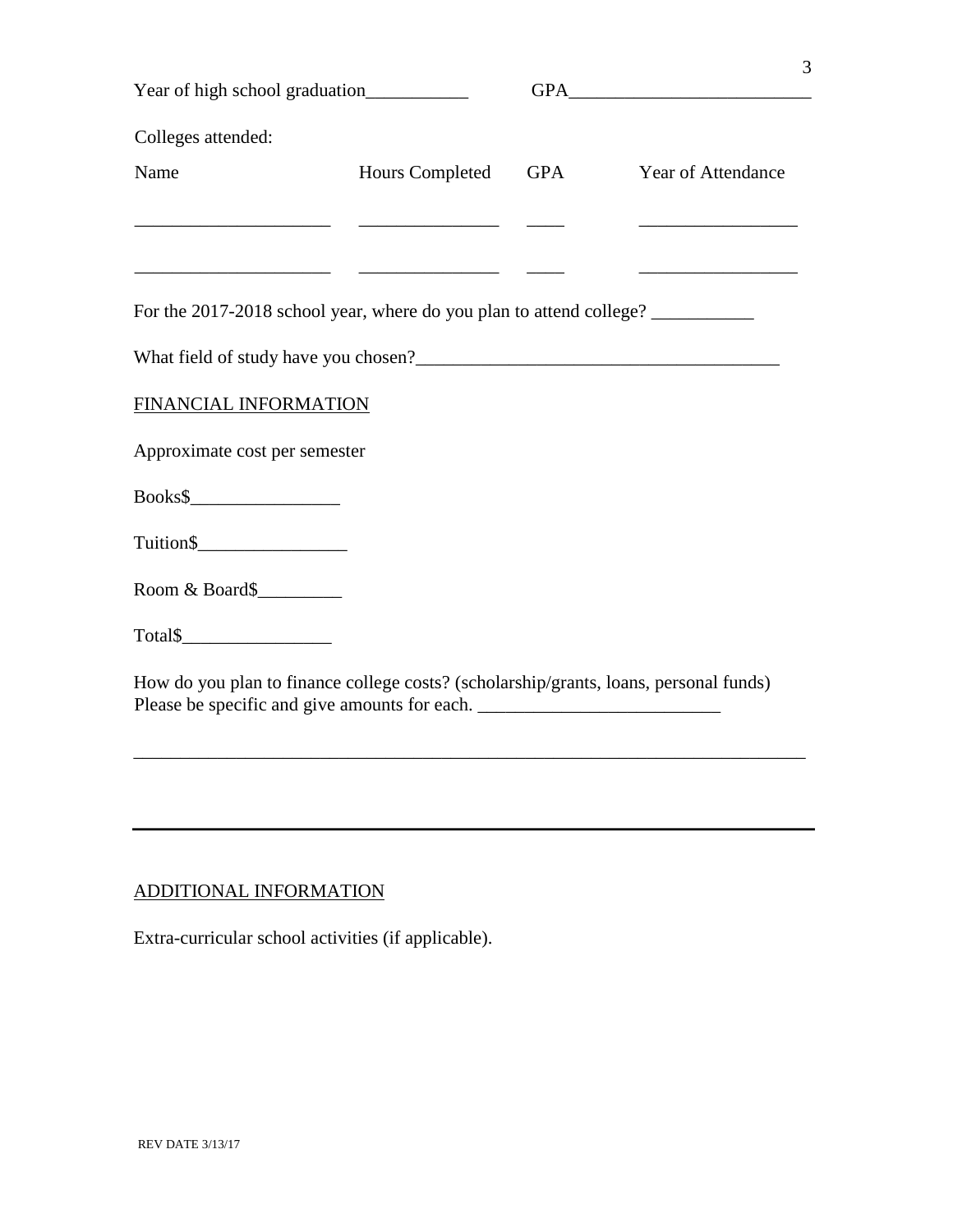Year of high school graduation___________ GPA_________________________

Colleges attended:

| Name | Hours Completed | GPA | Year of Attendance |
|---|---|---|---|
| _____________________ | _______________ | ____ | _________________ |
| _____________________ | _______________ | ____ | _________________ |

For the 2017-2018 school year, where do you plan to attend college? ___________

What field of study have you chosen?______________________________________

FINANCIAL INFORMATION

Approximate cost per semester

Books$________________

Tuition$________________

Room & Board$_________

Total$________________

How do you plan to finance college costs? (scholarship/grants, loans, personal funds) Please be specific and give amounts for each. __________________________

_________________________________________________________________________

ADDITIONAL INFORMATION

Extra-curricular school activities (if applicable).

REV DATE 3/13/17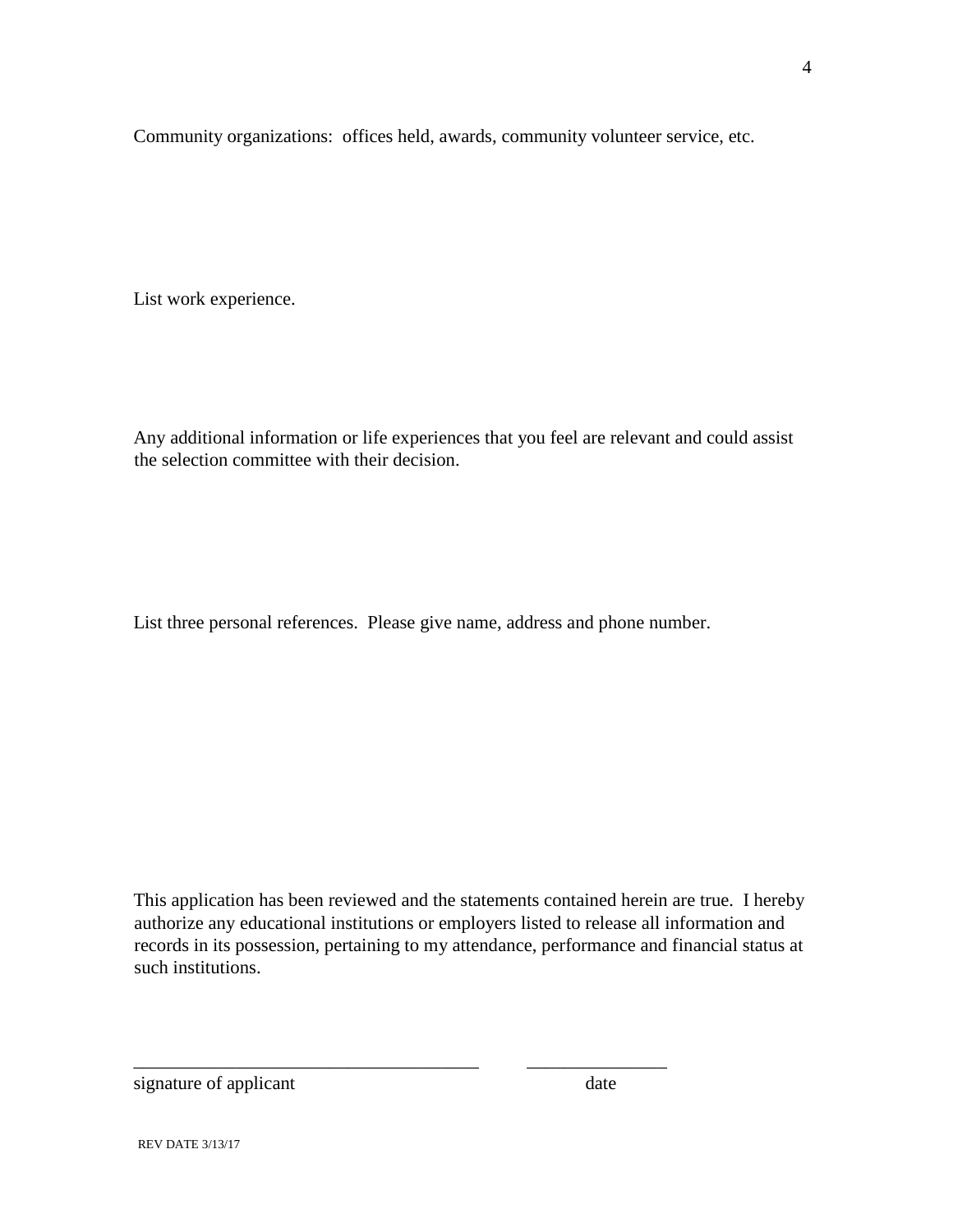Community organizations: offices held, awards, community volunteer service, etc.

List work experience.

Any additional information or life experiences that you feel are relevant and could assist the selection committee with their decision.

List three personal references. Please give name, address and phone number.

This application has been reviewed and the statements contained herein are true. I hereby authorize any educational institutions or employers listed to release all information and records in its possession, pertaining to my attendance, performance and financial status at such institutions.

_____________________________________ _______________

signature of applicant date

REV DATE 3/13/17